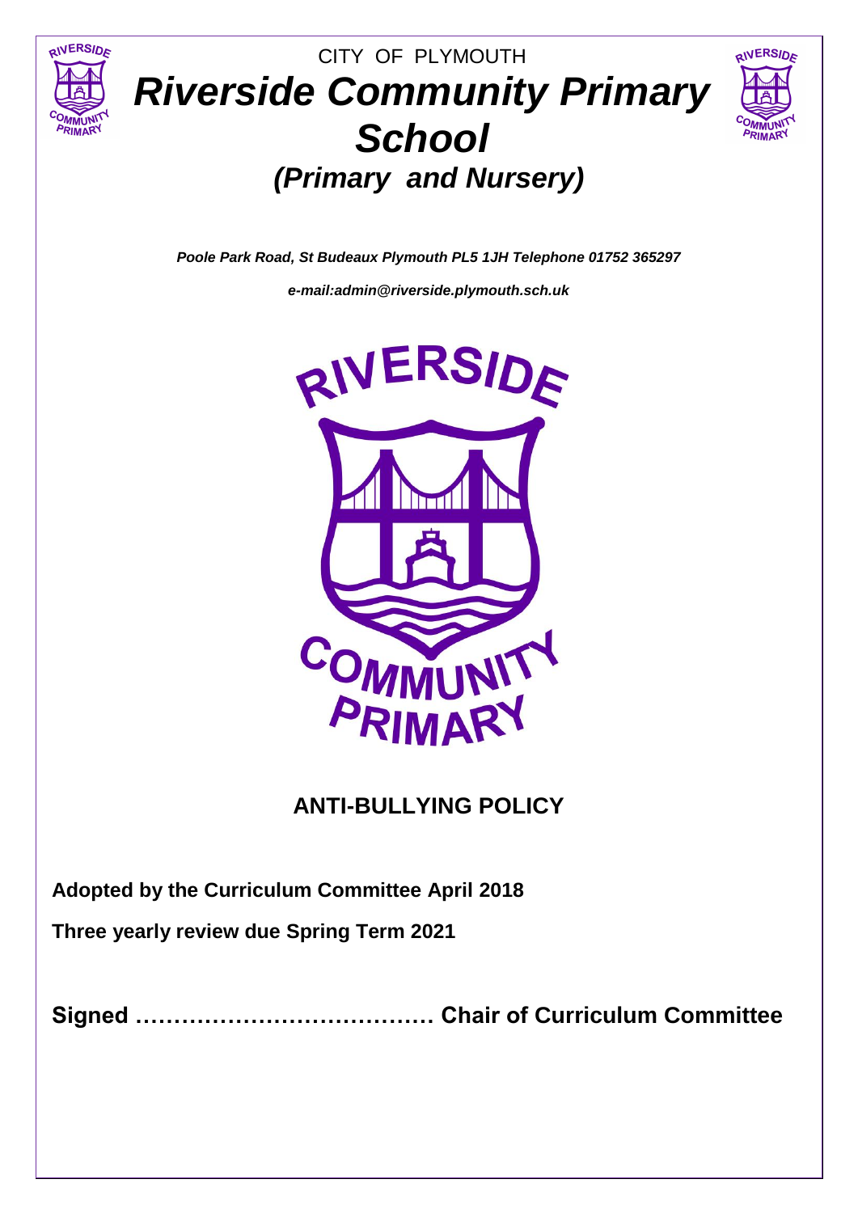CITY OF PLYMOUTH

# *Riverside Community Primary School*

## *(Primary and Nursery)*

***Poole Park Road, St Budeaux Plymouth PL5 1JH Telephone 01752 365297***

***e-mail:admin@riverside.plymouth.sch.uk***

## ANTI-BULLYING POLICY

**Adopted by the Curriculum Committee April 2018**

**Three yearly review due Spring Term 2021**

**Signed ………………………………… Chair of Curriculum Committee**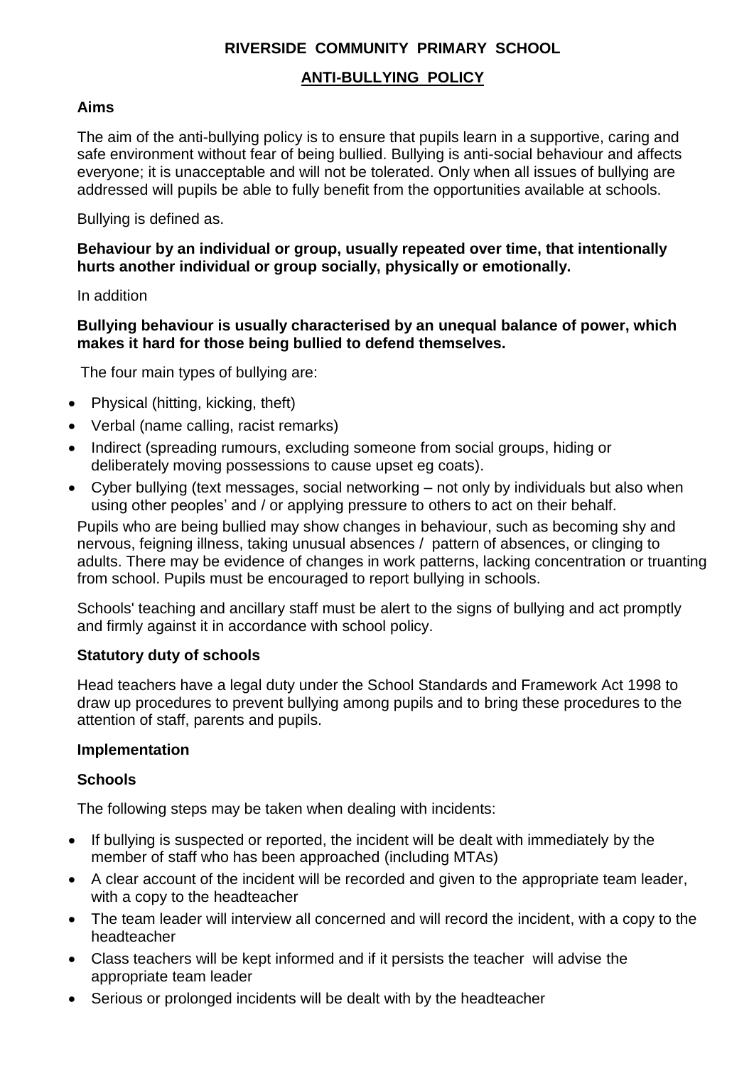**RIVERSIDE COMMUNITY PRIMARY SCHOOL**

# ANTI-BULLYING POLICY

## Aims

The aim of the anti-bullying policy is to ensure that pupils learn in a supportive, caring and safe environment without fear of being bullied. Bullying is anti-social behaviour and affects everyone; it is unacceptable and will not be tolerated. Only when all issues of bullying are addressed will pupils be able to fully benefit from the opportunities available at schools.

Bullying is defined as.

**Behaviour by an individual or group, usually repeated over time, that intentionally hurts another individual or group socially, physically or emotionally.**

In addition

**Bullying behaviour is usually characterised by an unequal balance of power, which makes it hard for those being bullied to defend themselves.**

The four main types of bullying are:

- Physical (hitting, kicking, theft)
- Verbal (name calling, racist remarks)
- Indirect (spreading rumours, excluding someone from social groups, hiding or deliberately moving possessions to cause upset eg coats).
- Cyber bullying (text messages, social networking – not only by individuals but also when using other peoples' and / or applying pressure to others to act on their behalf.

Pupils who are being bullied may show changes in behaviour, such as becoming shy and nervous, feigning illness, taking unusual absences / pattern of absences, or clinging to adults. There may be evidence of changes in work patterns, lacking concentration or truanting from school. Pupils must be encouraged to report bullying in schools.

Schools' teaching and ancillary staff must be alert to the signs of bullying and act promptly and firmly against it in accordance with school policy.

## Statutory duty of schools

Head teachers have a legal duty under the School Standards and Framework Act 1998 to draw up procedures to prevent bullying among pupils and to bring these procedures to the attention of staff, parents and pupils.

## Implementation

### Schools

The following steps may be taken when dealing with incidents:

- If bullying is suspected or reported, the incident will be dealt with immediately by the member of staff who has been approached (including MTAs)
- A clear account of the incident will be recorded and given to the appropriate team leader, with a copy to the headteacher
- The team leader will interview all concerned and will record the incident, with a copy to the headteacher
- Class teachers will be kept informed and if it persists the teacher will advise the appropriate team leader
- Serious or prolonged incidents will be dealt with by the headteacher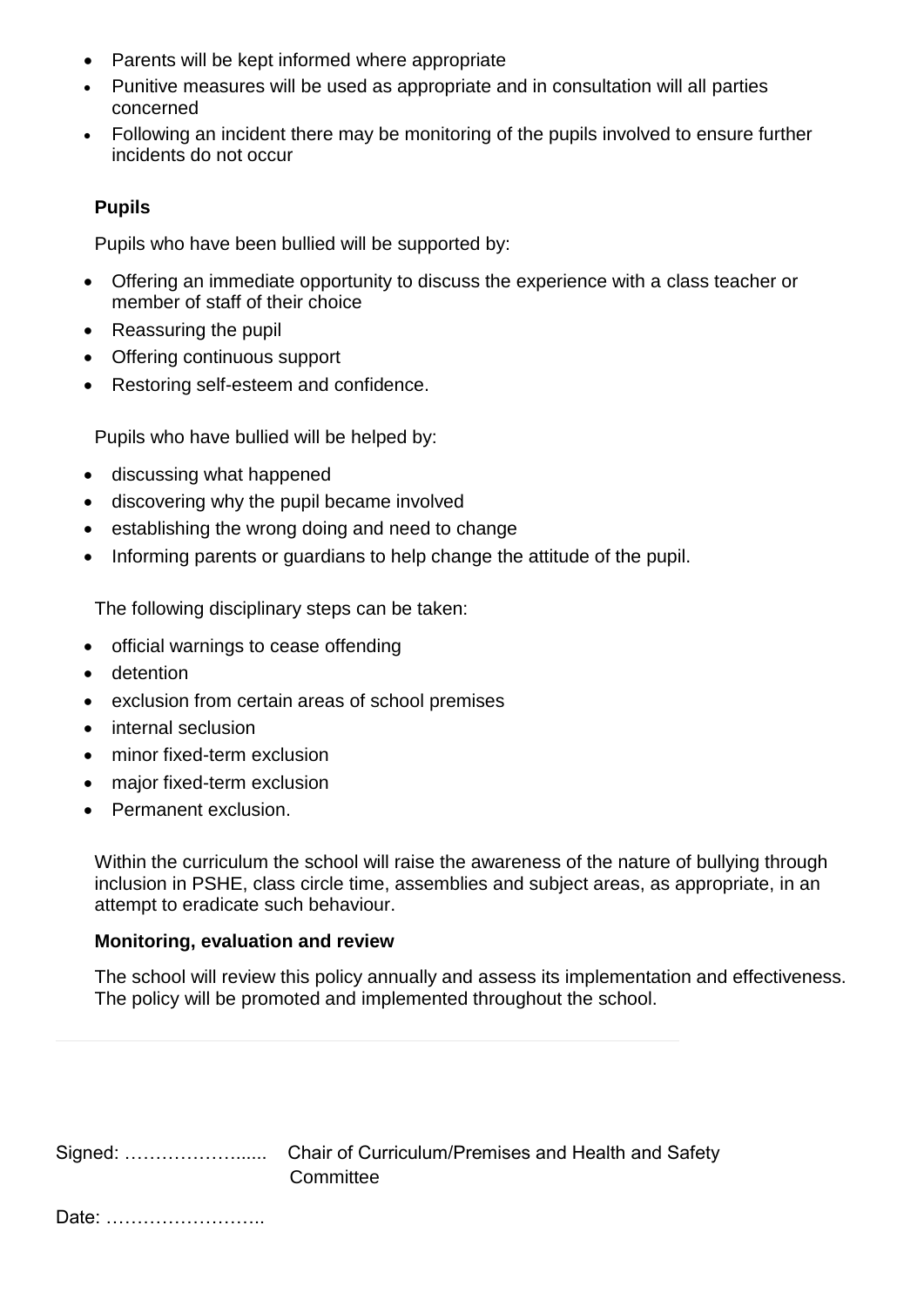- Parents will be kept informed where appropriate
- Punitive measures will be used as appropriate and in consultation will all parties concerned
- Following an incident there may be monitoring of the pupils involved to ensure further incidents do not occur

**Pupils**

Pupils who have been bullied will be supported by:

- Offering an immediate opportunity to discuss the experience with a class teacher or member of staff of their choice
- Reassuring the pupil
- Offering continuous support
- Restoring self-esteem and confidence.

Pupils who have bullied will be helped by:

- discussing what happened
- discovering why the pupil became involved
- establishing the wrong doing and need to change
- Informing parents or guardians to help change the attitude of the pupil.

The following disciplinary steps can be taken:

- official warnings to cease offending
- detention
- exclusion from certain areas of school premises
- internal seclusion
- minor fixed-term exclusion
- major fixed-term exclusion
- Permanent exclusion.

Within the curriculum the school will raise the awareness of the nature of bullying through inclusion in PSHE, class circle time, assemblies and subject areas, as appropriate, in an attempt to eradicate such behaviour.

**Monitoring, evaluation and review**

The school will review this policy annually and assess its implementation and effectiveness. The policy will be promoted and implemented throughout the school.

---

Signed: …………………...... Chair of Curriculum/Premises and Health and Safety Committee

Date: ……………………..